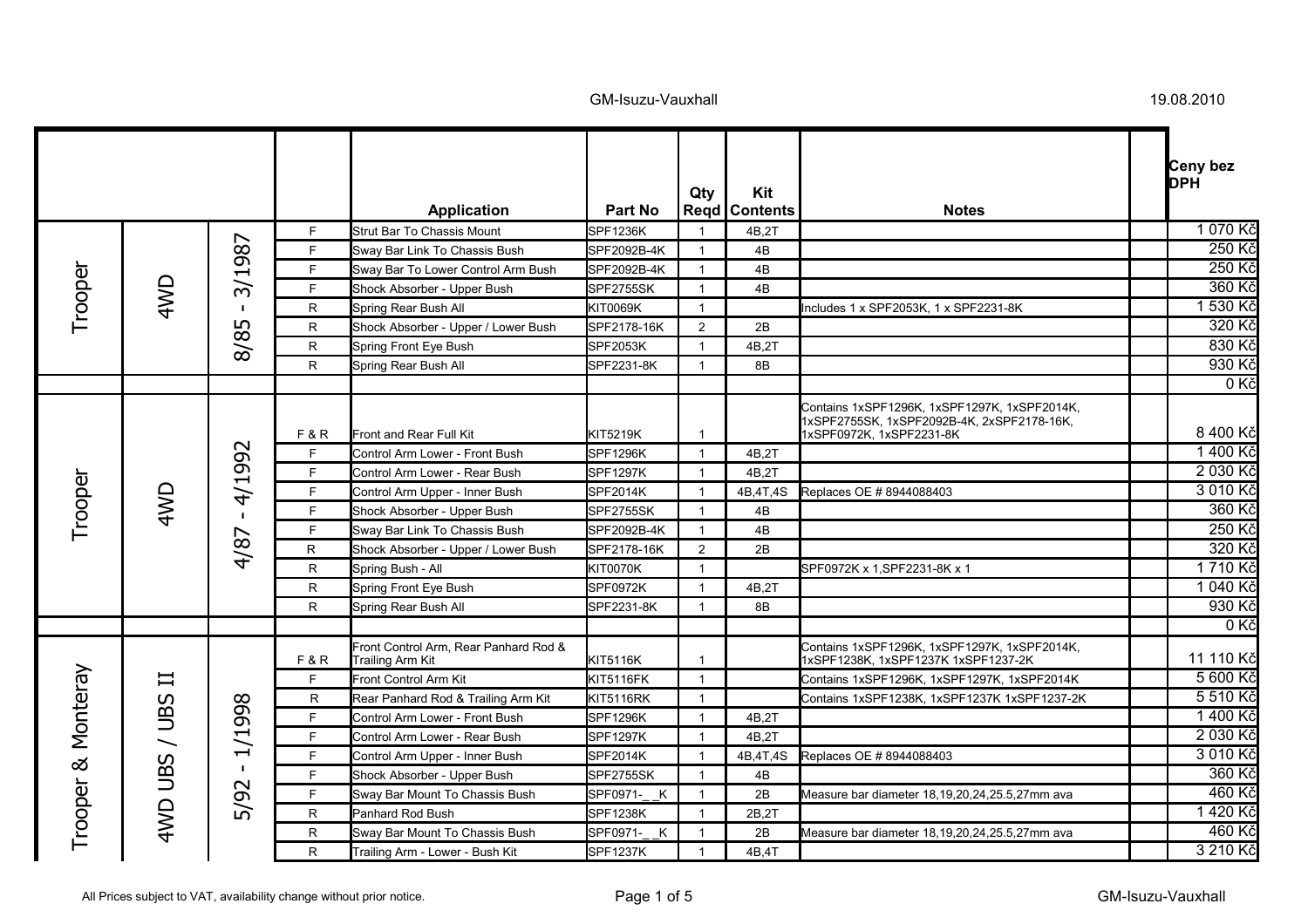| | | | | Application | Part No | Qty Reqd | Kit Contents | Notes | | Ceny bez DPH |
|---|---|---|---|---|---|---|---|---|---|---|
| Trooper | 4WD | 8/85 - 3/1987 | F | Strut Bar To Chassis Mount | SPF1236K | 1 | 4B,2T | | | 1 070 Kč |
| | | | F | Sway Bar Link To Chassis Bush | SPF2092B-4K | 1 | 4B | | | 250 Kč |
| | | | F | Sway Bar To Lower Control Arm Bush | SPF2092B-4K | 1 | 4B | | | 250 Kč |
| | | | F | Shock Absorber - Upper Bush | SPF2755SK | 1 | 4B | | | 360 Kč |
| | | | R | Spring Rear Bush All | KIT0069K | 1 | | Includes 1 x SPF2053K, 1 x SPF2231-8K | | 1 530 Kč |
| | | | R | Shock Absorber - Upper / Lower Bush | SPF2178-16K | 2 | 2B | | | 320 Kč |
| | | | R | Spring Front Eye Bush | SPF2053K | 1 | 4B,2T | | | 830 Kč |
| | | | R | Spring Rear Bush All | SPF2231-8K | 1 | 8B | | | 930 Kč |
| | | | | | | | | | | 0 Kč |
| Trooper | 4WD | 4/87 - 4/1992 | F & R | Front and Rear Full Kit | KIT5219K | 1 | | Contains 1xSPF1296K, 1xSPF1297K, 1xSPF2014K, 1xSPF2755SK, 1xSPF2092B-4K, 2xSPF2178-16K, 1xSPF0972K, 1xSPF2231-8K | | 8 400 Kč |
| | | | F | Control Arm Lower - Front Bush | SPF1296K | 1 | 4B,2T | | | 1 400 Kč |
| | | | F | Control Arm Lower - Rear Bush | SPF1297K | 1 | 4B,2T | | | 2 030 Kč |
| | | | F | Control Arm Upper - Inner Bush | SPF2014K | 1 | 4B,4T,4S | Replaces OE # 8944088403 | | 3 010 Kč |
| | | | F | Shock Absorber - Upper Bush | SPF2755SK | 1 | 4B | | | 360 Kč |
| | | | F | Sway Bar Link To Chassis Bush | SPF2092B-4K | 1 | 4B | | | 250 Kč |
| | | | R | Shock Absorber - Upper / Lower Bush | SPF2178-16K | 2 | 2B | | | 320 Kč |
| | | | R | Spring Bush - All | KIT0070K | 1 | | SPF0972K x 1,SPF2231-8K x 1 | | 1 710 Kč |
| | | | R | Spring Front Eye Bush | SPF0972K | 1 | 4B,2T | | | 1 040 Kč |
| | | | R | Spring Rear Bush All | SPF2231-8K | 1 | 8B | | | 930 Kč |
| | | | | | | | | | | 0 Kč |
| Trooper & Monteray | 4WD UBS / UBS II | 5/92 - 1/1998 | F & R | Front Control Arm, Rear Panhard Rod & Trailing Arm Kit | KIT5116K | 1 | | Contains 1xSPF1296K, 1xSPF1297K, 1xSPF2014K, 1xSPF1238K, 1xSPF1237K 1xSPF1237-2K | | 11 110 Kč |
| | | | F | Front Control Arm Kit | KIT5116FK | 1 | | Contains 1xSPF1296K, 1xSPF1297K, 1xSPF2014K | | 5 600 Kč |
| | | | R | Rear Panhard Rod & Trailing Arm Kit | KIT5116RK | 1 | | Contains 1xSPF1238K, 1xSPF1237K 1xSPF1237-2K | | 5 510 Kč |
| | | | F | Control Arm Lower - Front Bush | SPF1296K | 1 | 4B,2T | | | 1 400 Kč |
| | | | F | Control Arm Lower - Rear Bush | SPF1297K | 1 | 4B,2T | | | 2 030 Kč |
| | | | F | Control Arm Upper - Inner Bush | SPF2014K | 1 | 4B,4T,4S | Replaces OE # 8944088403 | | 3 010 Kč |
| | | | F | Shock Absorber - Upper Bush | SPF2755SK | 1 | 4B | | | 360 Kč |
| | | | F | Sway Bar Mount To Chassis Bush | SPF0971-__K | 1 | 2B | Measure bar diameter 18,19,20,24,25.5,27mm ava | | 460 Kč |
| | | | R | Panhard Rod Bush | SPF1238K | 1 | 2B,2T | | | 1 420 Kč |
| | | | R | Sway Bar Mount To Chassis Bush | SPF0971-__K | 1 | 2B | Measure bar diameter 18,19,20,24,25.5,27mm ava | | 460 Kč |
| | | | R | Trailing Arm - Lower - Bush Kit | SPF1237K | 1 | 4B,4T | | | 3 210 Kč |

All Prices subject to VAT, availability change without prior notice.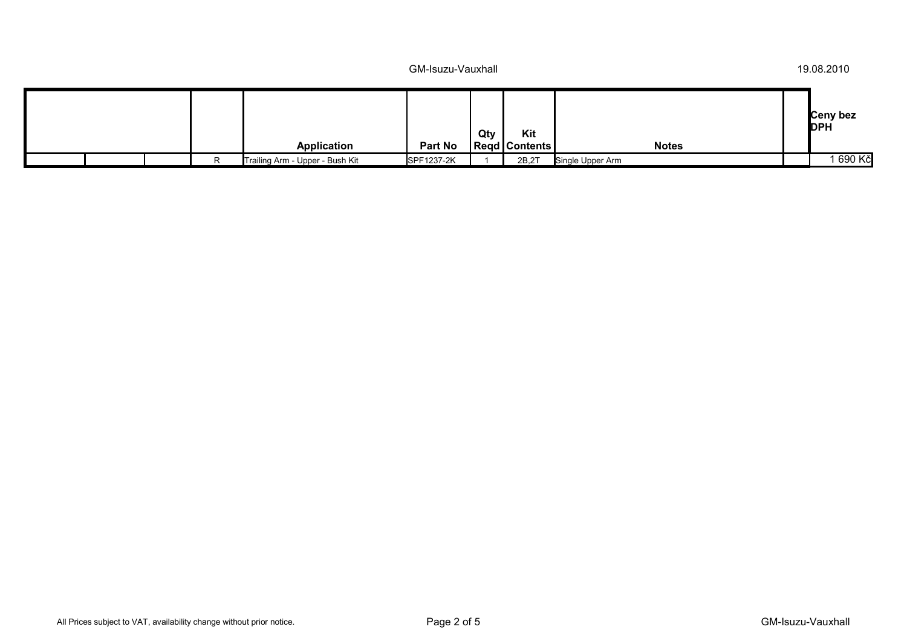| | | | | Application | Part No | Qty Reqd | Kit Contents | Notes | | Ceny bez DPH |
|---|---|---|---|---|---|---|---|---|---|---|
| | | | R | Trailing Arm - Upper - Bush Kit | SPF1237-2K | 1 | 2B,2T | Single Upper Arm | | 1 690 Kč |

All Prices subject to VAT, availability change without prior notice.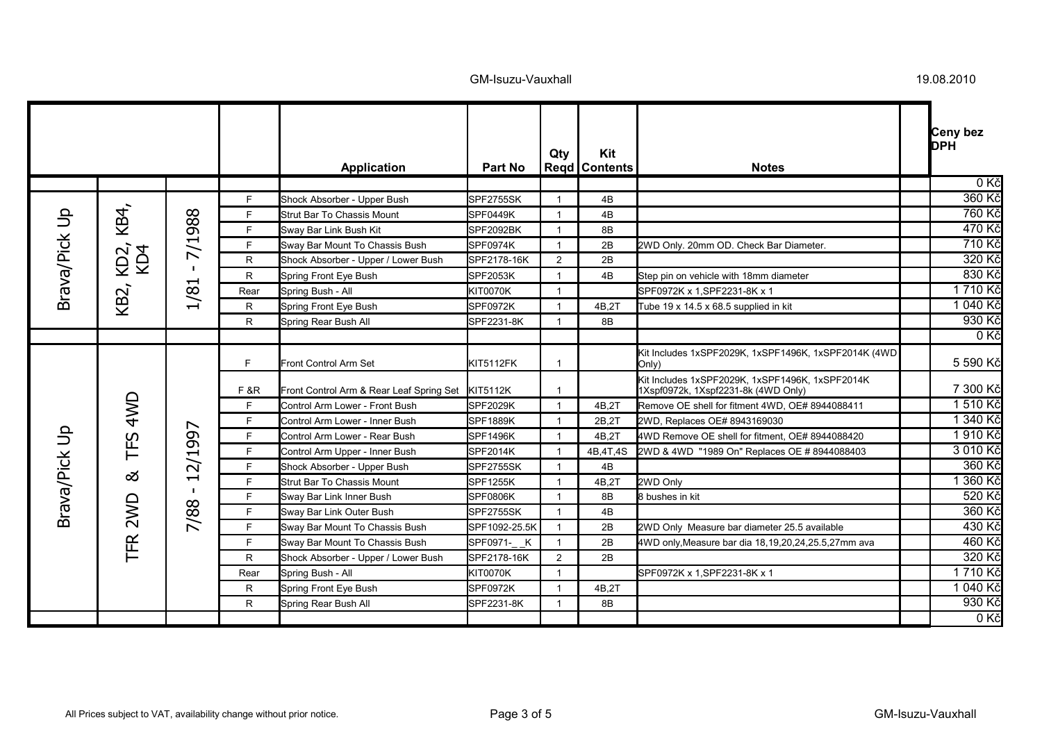| | | | | Application | Part No | Qty Reqd | Kit Contents | Notes | | Ceny bez DPH |
|---|---|---|---|---|---|---|---|---|---|---|
| | | | | | | | | | | 0 Kč |
| Brava/Pick Up | KB2, KD2, KB4, KD4 | 1/81 - 7/1988 | F | Shock Absorber - Upper Bush | SPF2755SK | 1 | 4B | | | 360 Kč |
| | | | F | Strut Bar To Chassis Mount | SPF0449K | 1 | 4B | | | 760 Kč |
| | | | F | Sway Bar Link Bush Kit | SPF2092BK | 1 | 8B | | | 470 Kč |
| | | | F | Sway Bar Mount To Chassis Bush | SPF0974K | 1 | 2B | 2WD Only. 20mm OD. Check Bar Diameter. | | 710 Kč |
| | | | R | Shock Absorber - Upper / Lower Bush | SPF2178-16K | 2 | 2B | | | 320 Kč |
| | | | R | Spring Front Eye Bush | SPF2053K | 1 | 4B | Step pin on vehicle with 18mm diameter | | 830 Kč |
| | | | Rear | Spring Bush - All | KIT0070K | 1 | | SPF0972K x 1,SPF2231-8K x 1 | | 1 710 Kč |
| | | | R | Spring Front Eye Bush | SPF0972K | 1 | 4B,2T | Tube 19 x 14.5 x 68.5 supplied in kit | | 1 040 Kč |
| | | | R | Spring Rear Bush All | SPF2231-8K | 1 | 8B | | | 930 Kč |
| | | | | | | | | | | 0 Kč |
| Brava/Pick Up | TFR 2WD & TFS 4WD | 7/88 - 12/1997 | F | Front Control Arm Set | KIT5112FK | 1 | | Kit Includes 1xSPF2029K, 1xSPF1496K, 1xSPF2014K (4WD Only) | | 5 590 Kč |
| | | | F &R | Front Control Arm & Rear Leaf Spring Set | KIT5112K | 1 | | Kit Includes 1xSPF2029K, 1xSPF1496K, 1xSPF2014K 1Xspf0972k, 1Xspf2231-8k (4WD Only) | | 7 300 Kč |
| | | | F | Control Arm Lower - Front Bush | SPF2029K | 1 | 4B,2T | Remove OE shell for fitment 4WD, OE# 8944088411 | | 1 510 Kč |
| | | | F | Control Arm Lower - Inner Bush | SPF1889K | 1 | 2B,2T | 2WD, Replaces OE# 8943169030 | | 1 340 Kč |
| | | | F | Control Arm Lower - Rear Bush | SPF1496K | 1 | 4B,2T | 4WD Remove OE shell for fitment, OE# 8944088420 | | 1 910 Kč |
| | | | F | Control Arm Upper - Inner Bush | SPF2014K | 1 | 4B,4T,4S | 2WD & 4WD "1989 On" Replaces OE # 8944088403 | | 3 010 Kč |
| | | | F | Shock Absorber - Upper Bush | SPF2755SK | 1 | 4B | | | 360 Kč |
| | | | F | Strut Bar To Chassis Mount | SPF1255K | 1 | 4B,2T | 2WD Only | | 1 360 Kč |
| | | | F | Sway Bar Link Inner Bush | SPF0806K | 1 | 8B | 8 bushes in kit | | 520 Kč |
| | | | F | Sway Bar Link Outer Bush | SPF2755SK | 1 | 4B | | | 360 Kč |
| | | | F | Sway Bar Mount To Chassis Bush | SPF1092-25.5K | 1 | 2B | 2WD Only Measure bar diameter 25.5 available | | 430 Kč |
| | | | F | Sway Bar Mount To Chassis Bush | SPF0971-_ _K | 1 | 2B | 4WD only,Measure bar dia 18,19,20,24,25.5,27mm ava | | 460 Kč |
| | | | R | Shock Absorber - Upper / Lower Bush | SPF2178-16K | 2 | 2B | | | 320 Kč |
| | | | Rear | Spring Bush - All | KIT0070K | 1 | | SPF0972K x 1,SPF2231-8K x 1 | | 1 710 Kč |
| | | | R | Spring Front Eye Bush | SPF0972K | 1 | 4B,2T | | | 1 040 Kč |
| | | | R | Spring Rear Bush All | SPF2231-8K | 1 | 8B | | | 930 Kč |
| | | | | | | | | | | 0 Kč |

All Prices subject to VAT, availability change without prior notice.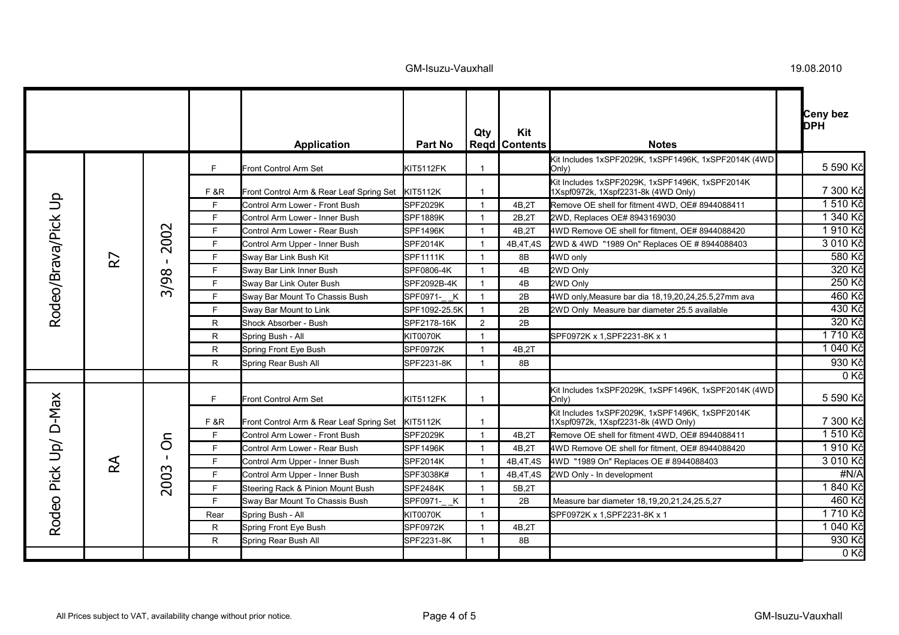| | | | | Application | Part No | Qty Reqd | Kit Contents | Notes | | Ceny bez DPH |
|---|---|---|---|---|---|---|---|---|---|---|
| Rodeo/Brava/Pick Up | R7 | 3/98 - 2002 | F | Front Control Arm Set | KIT5112FK | 1 | | Kit Includes 1xSPF2029K, 1xSPF1496K, 1xSPF2014K (4WD Only) | | 5 590 Kč |
| | | | F &R | Front Control Arm & Rear Leaf Spring Set | KIT5112K | 1 | | Kit Includes 1xSPF2029K, 1xSPF1496K, 1xSPF2014K 1Xspf0972k, 1Xspf2231-8k (4WD Only) | | 7 300 Kč |
| | | | F | Control Arm Lower - Front Bush | SPF2029K | 1 | 4B,2T | Remove OE shell for fitment 4WD, OE# 8944088411 | | 1 510 Kč |
| | | | F | Control Arm Lower - Inner Bush | SPF1889K | 1 | 2B,2T | 2WD, Replaces OE# 8943169030 | | 1 340 Kč |
| | | | F | Control Arm Lower - Rear Bush | SPF1496K | 1 | 4B,2T | 4WD Remove OE shell for fitment, OE# 8944088420 | | 1 910 Kč |
| | | | F | Control Arm Upper - Inner Bush | SPF2014K | 1 | 4B,4T,4S | 2WD & 4WD "1989 On" Replaces OE # 8944088403 | | 3 010 Kč |
| | | | F | Sway Bar Link Bush Kit | SPF1111K | 1 | 8B | 4WD only | | 580 Kč |
| | | | F | Sway Bar Link Inner Bush | SPF0806-4K | 1 | 4B | 2WD Only | | 320 Kč |
| | | | F | Sway Bar Link Outer Bush | SPF2092B-4K | 1 | 4B | 2WD Only | | 250 Kč |
| | | | F | Sway Bar Mount To Chassis Bush | SPF0971-_ _K | 1 | 2B | 4WD only,Measure bar dia 18,19,20,24,25.5,27mm ava | | 460 Kč |
| | | | F | Sway Bar Mount to Link | SPF1092-25.5K | 1 | 2B | 2WD Only Measure bar diameter 25.5 available | | 430 Kč |
| | | | R | Shock Absorber - Bush | SPF2178-16K | 2 | 2B | | | 320 Kč |
| | | | R | Spring Bush - All | KIT0070K | 1 | | SPF0972K x 1,SPF2231-8K x 1 | | 1 710 Kč |
| | | | R | Spring Front Eye Bush | SPF0972K | 1 | 4B,2T | | | 1 040 Kč |
| | | | R | Spring Rear Bush All | SPF2231-8K | 1 | 8B | | | 930 Kč |
| | | | | | | | | | | 0 Kč |
| Rodeo Pick Up/ D-Max | RA | 2003 - On | F | Front Control Arm Set | KIT5112FK | 1 | | Kit Includes 1xSPF2029K, 1xSPF1496K, 1xSPF2014K (4WD Only) | | 5 590 Kč |
| | | | F &R | Front Control Arm & Rear Leaf Spring Set | KIT5112K | 1 | | Kit Includes 1xSPF2029K, 1xSPF1496K, 1xSPF2014K 1Xspf0972k, 1Xspf2231-8k (4WD Only) | | 7 300 Kč |
| | | | F | Control Arm Lower - Front Bush | SPF2029K | 1 | 4B,2T | Remove OE shell for fitment 4WD, OE# 8944088411 | | 1 510 Kč |
| | | | F | Control Arm Lower - Rear Bush | SPF1496K | 1 | 4B,2T | 4WD Remove OE shell for fitment, OE# 8944088420 | | 1 910 Kč |
| | | | F | Control Arm Upper - Inner Bush | SPF2014K | 1 | 4B,4T,4S | 4WD "1989 On" Replaces OE # 8944088403 | | 3 010 Kč |
| | | | F | Control Arm Upper - Inner Bush | SPF3038K# | 1 | 4B,4T,4S | 2WD Only - In development | | #N/A |
| | | | F | Steering Rack & Pinion Mount Bush | SPF2484K | 1 | 5B,2T | | | 1 840 Kč |
| | | | F | Sway Bar Mount To Chassis Bush | SPF0971-_ _K | 1 | 2B | Measure bar diameter 18,19,20,21,24,25.5,27 | | 460 Kč |
| | | | Rear | Spring Bush - All | KIT0070K | 1 | | SPF0972K x 1,SPF2231-8K x 1 | | 1 710 Kč |
| | | | R | Spring Front Eye Bush | SPF0972K | 1 | 4B,2T | | | 1 040 Kč |
| | | | R | Spring Rear Bush All | SPF2231-8K | 1 | 8B | | | 930 Kč |
| | | | | | | | | | | 0 Kč |

All Prices subject to VAT, availability change without prior notice.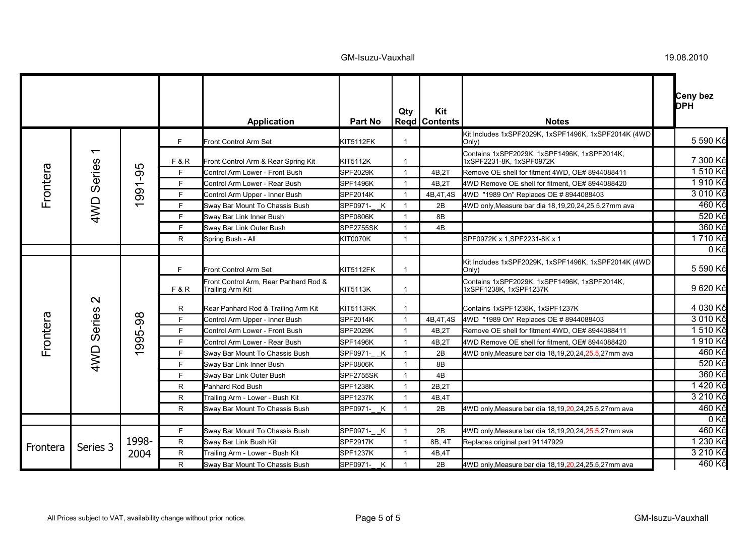| | | | | Application | Part No | Qty Reqd | Kit Contents | Notes | | Ceny bez DPH |
|---|---|---|---|---|---|---|---|---|---|---|
| Frontera | 4WD Series 1 | 1991-95 | F | Front Control Arm Set | KIT5112FK | 1 | | Kit Includes 1xSPF2029K, 1xSPF1496K, 1xSPF2014K (4WD Only) | | 5 590 Kč |
| | | | F & R | Front Control Arm & Rear Spring Kit | KIT5112K | 1 | | Contains 1xSPF2029K, 1xSPF1496K, 1xSPF2014K, 1xSPF2231-8K, 1xSPF0972K | | 7 300 Kč |
| | | | F | Control Arm Lower - Front Bush | SPF2029K | 1 | 4B,2T | Remove OE shell for fitment 4WD, OE# 8944088411 | | 1 510 Kč |
| | | | F | Control Arm Lower - Rear Bush | SPF1496K | 1 | 4B,2T | 4WD Remove OE shell for fitment, OE# 8944088420 | | 1 910 Kč |
| | | | F | Control Arm Upper - Inner Bush | SPF2014K | 1 | 4B,4T,4S | 4WD "1989 On" Replaces OE # 8944088403 | | 3 010 Kč |
| | | | F | Sway Bar Mount To Chassis Bush | SPF0971-_ _K | 1 | 2B | 4WD only,Measure bar dia 18,19,20,24,25.5,27mm ava | | 460 Kč |
| | | | F | Sway Bar Link Inner Bush | SPF0806K | 1 | 8B | | | 520 Kč |
| | | | F | Sway Bar Link Outer Bush | SPF2755SK | 1 | 4B | | | 360 Kč |
| | | | R | Spring Bush - All | KIT0070K | 1 | | SPF0972K x 1,SPF2231-8K x 1 | | 1 710 Kč |
| | | | | | | | | | | 0 Kč |
| Frontera | 4WD Series 2 | 1995-98 | F | Front Control Arm Set | KIT5112FK | 1 | | Kit Includes 1xSPF2029K, 1xSPF1496K, 1xSPF2014K (4WD Only) | | 5 590 Kč |
| | | | F & R | Front Control Arm, Rear Panhard Rod & Trailing Arm Kit | KIT5113K | 1 | | Contains 1xSPF2029K, 1xSPF1496K, 1xSPF2014K, 1xSPF1238K, 1xSPF1237K | | 9 620 Kč |
| | | | R | Rear Panhard Rod & Trailing Arm Kit | KIT5113RK | 1 | | Contains 1xSPF1238K, 1xSPF1237K | | 4 030 Kč |
| | | | F | Control Arm Upper - Inner Bush | SPF2014K | 1 | 4B,4T,4S | 4WD "1989 On" Replaces OE # 8944088403 | | 3 010 Kč |
| | | | F | Control Arm Lower - Front Bush | SPF2029K | 1 | 4B,2T | Remove OE shell for fitment 4WD, OE# 8944088411 | | 1 510 Kč |
| | | | F | Control Arm Lower - Rear Bush | SPF1496K | 1 | 4B,2T | 4WD Remove OE shell for fitment, OE# 8944088420 | | 1 910 Kč |
| | | | F | Sway Bar Mount To Chassis Bush | SPF0971-_ _K | 1 | 2B | 4WD only,Measure bar dia 18,19,20,24,25.5,27mm ava | | 460 Kč |
| | | | F | Sway Bar Link Inner Bush | SPF0806K | 1 | 8B | | | 520 Kč |
| | | | F | Sway Bar Link Outer Bush | SPF2755SK | 1 | 4B | | | 360 Kč |
| | | | R | Panhard Rod Bush | SPF1238K | 1 | 2B,2T | | | 1 420 Kč |
| | | | R | Trailing Arm - Lower - Bush Kit | SPF1237K | 1 | 4B,4T | | | 3 210 Kč |
| | | | R | Sway Bar Mount To Chassis Bush | SPF0971-_ _K | 1 | 2B | 4WD only,Measure bar dia 18,19,20,24,25.5,27mm ava | | 460 Kč |
| | | | | | | | | | | 0 Kč |
| Frontera | Series 3 | 1998-2004 | F | Sway Bar Mount To Chassis Bush | SPF0971-_ _K | 1 | 2B | 4WD only,Measure bar dia 18,19,20,24,25.5,27mm ava | | 460 Kč |
| | | | R | Sway Bar Link Bush Kit | SPF2917K | 1 | 8B, 4T | Replaces original part 91147929 | | 1 230 Kč |
| | | | R | Trailing Arm - Lower - Bush Kit | SPF1237K | 1 | 4B,4T | | | 3 210 Kč |
| | | | R | Sway Bar Mount To Chassis Bush | SPF0971-_ _K | 1 | 2B | 4WD only,Measure bar dia 18,19,20,24,25.5,27mm ava | | 460 Kč |

All Prices subject to VAT, availability change without prior notice.